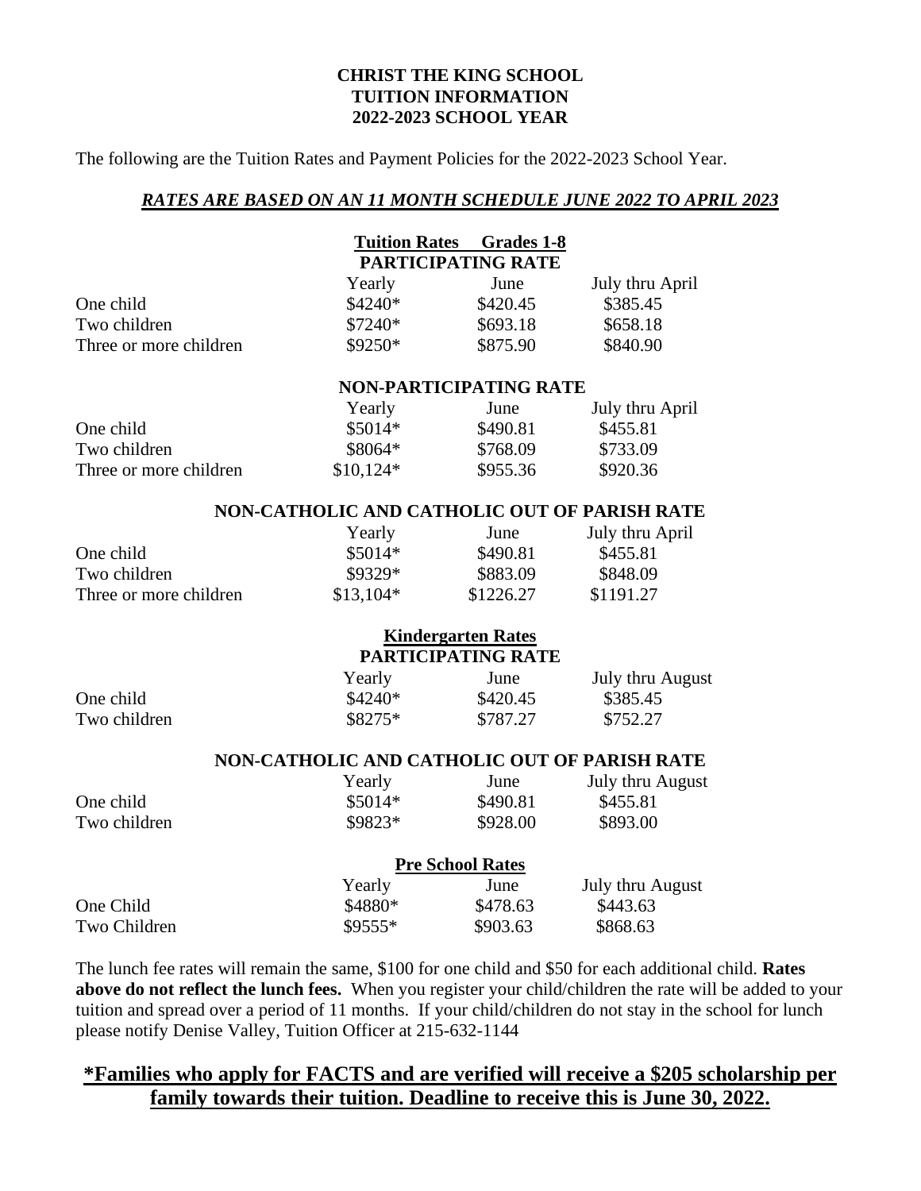**CHRIST THE KING SCHOOL**
**TUITION INFORMATION**
**2022-2023 SCHOOL YEAR**

The following are the Tuition Rates and Payment Policies for the 2022-2023 School Year.

***RATES ARE BASED ON AN 11 MONTH SCHEDULE JUNE 2022 TO APRIL 2023***

## Tuition Rates Grades 1-8

### PARTICIPATING RATE

| | Yearly | June | July thru April |
|---|---|---|---|
| One child | $4240* | $420.45 | $385.45 |
| Two children | $7240* | $693.18 | $658.18 |
| Three or more children | $9250* | $875.90 | $840.90 |

### NON-PARTICIPATING RATE

| | Yearly | June | July thru April |
|---|---|---|---|
| One child | $5014* | $490.81 | $455.81 |
| Two children | $8064* | $768.09 | $733.09 |
| Three or more children | $10,124* | $955.36 | $920.36 |

### NON-CATHOLIC AND CATHOLIC OUT OF PARISH RATE

| | Yearly | June | July thru April |
|---|---|---|---|
| One child | $5014* | $490.81 | $455.81 |
| Two children | $9329* | $883.09 | $848.09 |
| Three or more children | $13,104* | $1226.27 | $1191.27 |

## Kindergarten Rates

### PARTICIPATING RATE

| | Yearly | June | July thru August |
|---|---|---|---|
| One child | $4240* | $420.45 | $385.45 |
| Two children | $8275* | $787.27 | $752.27 |

### NON-CATHOLIC AND CATHOLIC OUT OF PARISH RATE

| | Yearly | June | July thru August |
|---|---|---|---|
| One child | $5014* | $490.81 | $455.81 |
| Two children | $9823* | $928.00 | $893.00 |

## Pre School Rates

| | Yearly | June | July thru August |
|---|---|---|---|
| One Child | $4880* | $478.63 | $443.63 |
| Two Children | $9555* | $903.63 | $868.63 |

The lunch fee rates will remain the same, $100 for one child and $50 for each additional child. **Rates above do not reflect the lunch fees.** When you register your child/children the rate will be added to your tuition and spread over a period of 11 months. If your child/children do not stay in the school for lunch please notify Denise Valley, Tuition Officer at 215-632-1144

**\*Families who apply for FACTS and are verified will receive a $205 scholarship per family towards their tuition. Deadline to receive this is June 30, 2022.**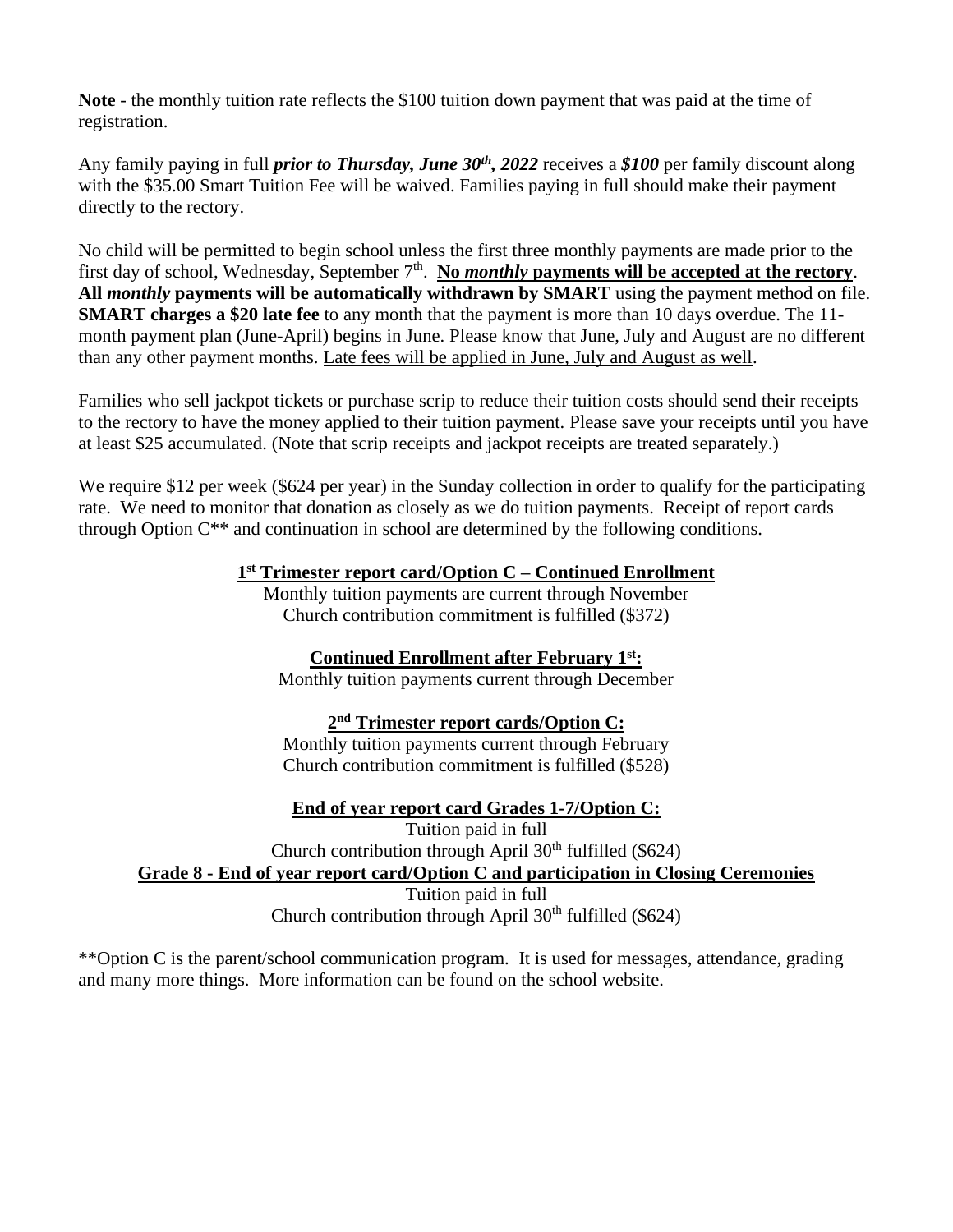**Note** - the monthly tuition rate reflects the $100 tuition down payment that was paid at the time of registration.

Any family paying in full ***prior to Thursday, June 30th, 2022*** receives a ***$100*** per family discount along with the $35.00 Smart Tuition Fee will be waived. Families paying in full should make their payment directly to the rectory.

No child will be permitted to begin school unless the first three monthly payments are made prior to the first day of school, Wednesday, September 7th. <u>**No *monthly* payments will be accepted at the rectory**</u>. **All *monthly* payments will be automatically withdrawn by SMART** using the payment method on file. **SMART charges a $20 late fee** to any month that the payment is more than 10 days overdue. The 11-month payment plan (June-April) begins in June. Please know that June, July and August are no different than any other payment months. <u>Late fees will be applied in June, July and August as well</u>.

Families who sell jackpot tickets or purchase scrip to reduce their tuition costs should send their receipts to the rectory to have the money applied to their tuition payment. Please save your receipts until you have at least $25 accumulated. (Note that scrip receipts and jackpot receipts are treated separately.)

We require $12 per week ($624 per year) in the Sunday collection in order to qualify for the participating rate. We need to monitor that donation as closely as we do tuition payments. Receipt of report cards through Option C** and continuation in school are determined by the following conditions.

<u>**1st Trimester report card/Option C – Continued Enrollment**</u>

Monthly tuition payments are current through November
Church contribution commitment is fulfilled ($372)

<u>**Continued Enrollment after February 1st:**</u>

Monthly tuition payments current through December

<u>**2nd Trimester report cards/Option C:**</u>

Monthly tuition payments current through February
Church contribution commitment is fulfilled ($528)

<u>**End of year report card Grades 1-7/Option C:**</u>

Tuition paid in full
Church contribution through April 30th fulfilled ($624)

<u>**Grade 8 - End of year report card/Option C and participation in Closing Ceremonies**</u>

Tuition paid in full
Church contribution through April 30th fulfilled ($624)

**Option C is the parent/school communication program. It is used for messages, attendance, grading and many more things. More information can be found on the school website.